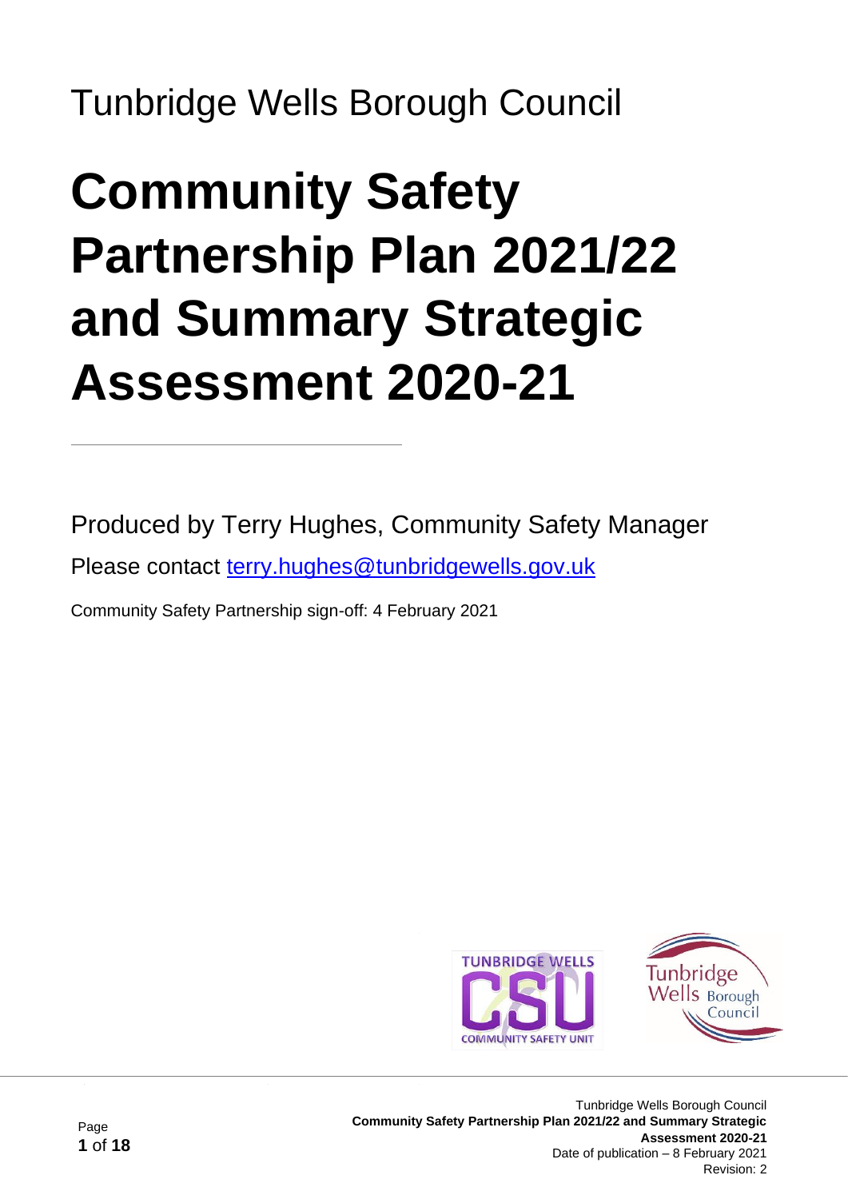Tunbridge Wells Borough Council

# Community Safety Partnership Plan 2021/22 and Summary Strategic Assessment 2020-21

---

Produced by Terry Hughes, Community Safety Manager

Please contact [terry.hughes@tunbridgewells.gov.uk](mailto:terry.hughes@tunbridgewells.gov.uk)

Community Safety Partnership sign-off: 4 February 2021

Date of publication – 8 February 2021

Revision: 2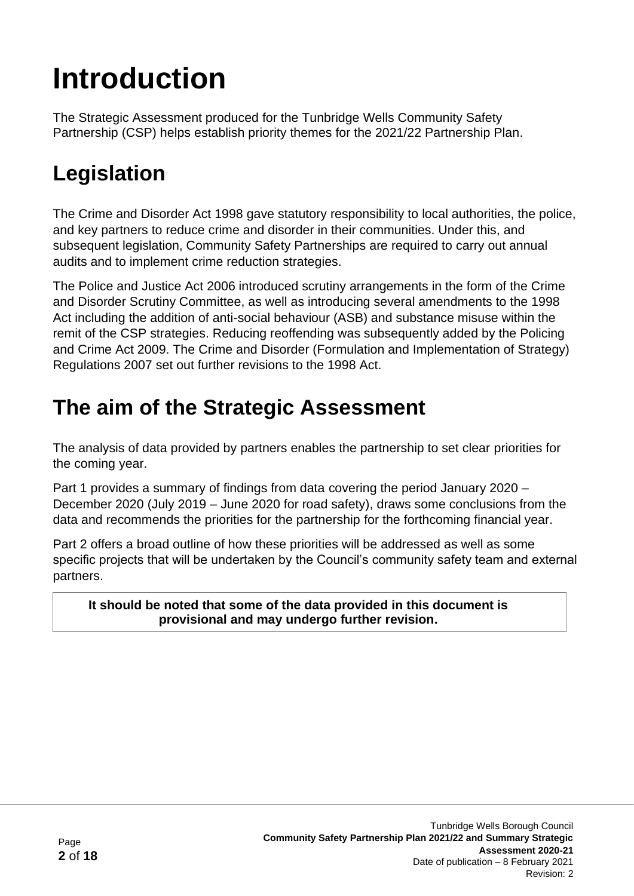# Introduction

The Strategic Assessment produced for the Tunbridge Wells Community Safety Partnership (CSP) helps establish priority themes for the 2021/22 Partnership Plan.

## Legislation

The Crime and Disorder Act 1998 gave statutory responsibility to local authorities, the police, and key partners to reduce crime and disorder in their communities. Under this, and subsequent legislation, Community Safety Partnerships are required to carry out annual audits and to implement crime reduction strategies.

The Police and Justice Act 2006 introduced scrutiny arrangements in the form of the Crime and Disorder Scrutiny Committee, as well as introducing several amendments to the 1998 Act including the addition of anti-social behaviour (ASB) and substance misuse within the remit of the CSP strategies. Reducing reoffending was subsequently added by the Policing and Crime Act 2009. The Crime and Disorder (Formulation and Implementation of Strategy) Regulations 2007 set out further revisions to the 1998 Act.

## The aim of the Strategic Assessment

The analysis of data provided by partners enables the partnership to set clear priorities for the coming year.

Part 1 provides a summary of findings from data covering the period January 2020 – December 2020 (July 2019 – June 2020 for road safety), draws some conclusions from the data and recommends the priorities for the partnership for the forthcoming financial year.

Part 2 offers a broad outline of how these priorities will be addressed as well as some specific projects that will be undertaken by the Council's community safety team and external partners.

**It should be noted that some of the data provided in this document is provisional and may undergo further revision.**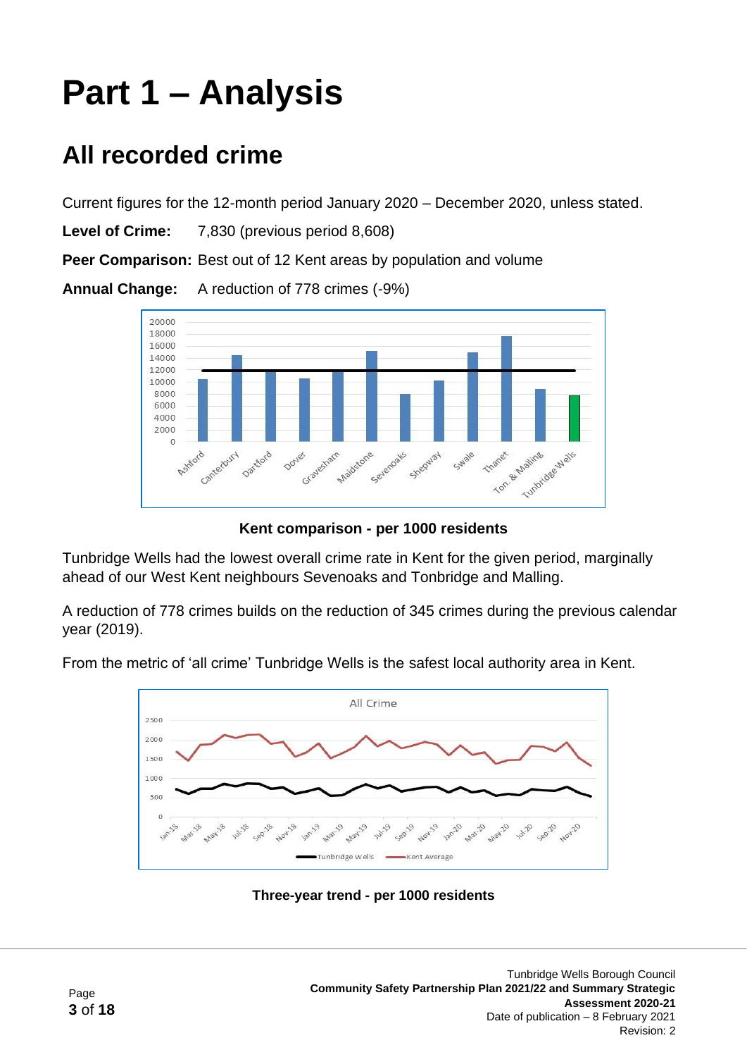# Part 1 – Analysis

## All recorded crime

Current figures for the 12-month period January 2020 – December 2020, unless stated.

**Level of Crime:** 7,830 (previous period 8,608)

**Peer Comparison:** Best out of 12 Kent areas by population and volume

**Annual Change:** A reduction of 778 crimes (-9%)

**Kent comparison - per 1000 residents**

Tunbridge Wells had the lowest overall crime rate in Kent for the given period, marginally ahead of our West Kent neighbours Sevenoaks and Tonbridge and Malling.

A reduction of 778 crimes builds on the reduction of 345 crimes during the previous calendar year (2019).

From the metric of 'all crime' Tunbridge Wells is the safest local authority area in Kent.

**Three-year trend - per 1000 residents**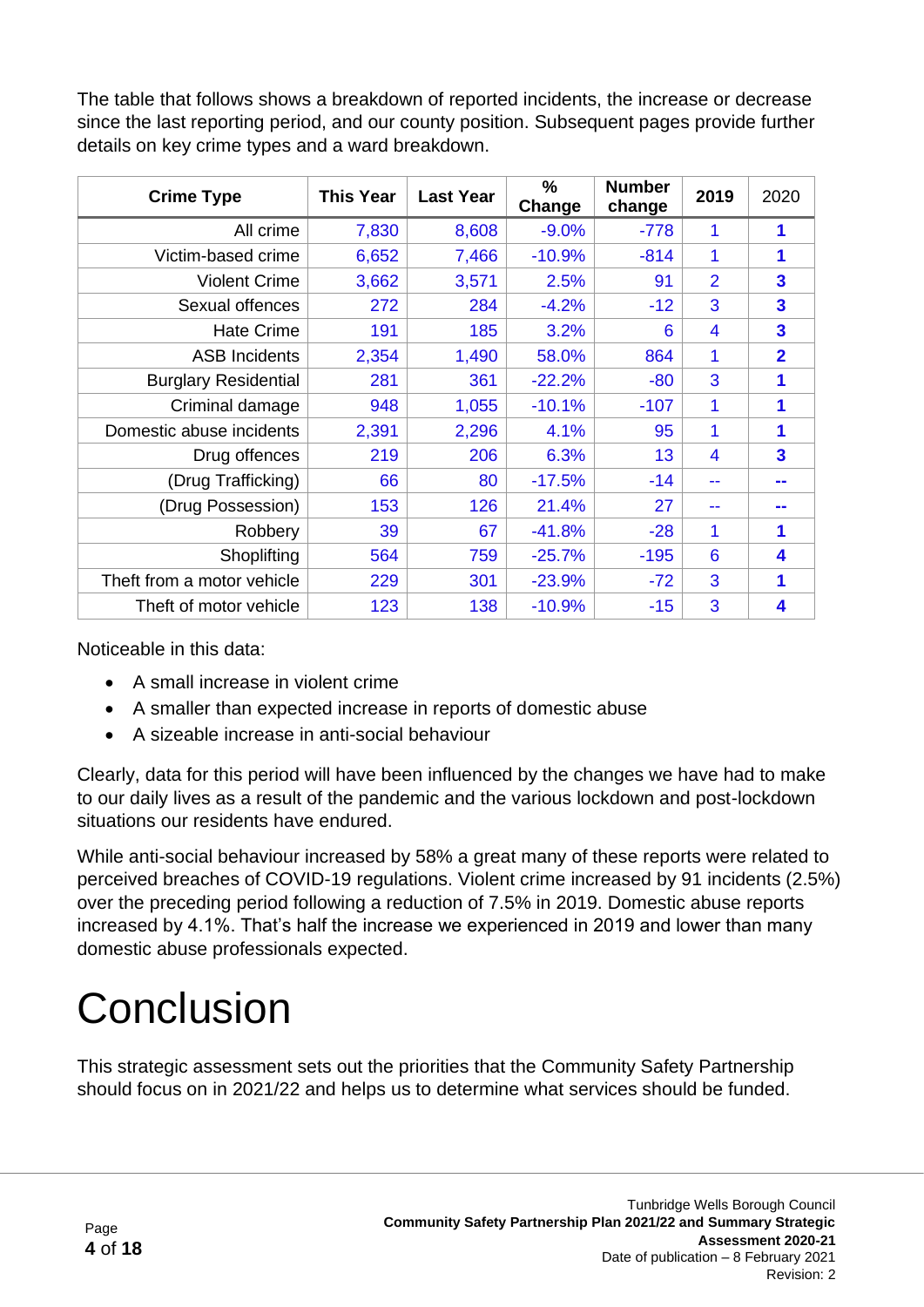The table that follows shows a breakdown of reported incidents, the increase or decrease since the last reporting period, and our county position. Subsequent pages provide further details on key crime types and a ward breakdown.

| Crime Type | This Year | Last Year | % Change | Number change | 2019 | 2020 |
|---|---|---|---|---|---|---|
| All crime | 7,830 | 8,608 | -9.0% | -778 | 1 | **1** |
| Victim-based crime | 6,652 | 7,466 | -10.9% | -814 | 1 | **1** |
| Violent Crime | 3,662 | 3,571 | 2.5% | 91 | 2 | **3** |
| Sexual offences | 272 | 284 | -4.2% | -12 | 3 | **3** |
| Hate Crime | 191 | 185 | 3.2% | 6 | 4 | **3** |
| ASB Incidents | 2,354 | 1,490 | 58.0% | 864 | 1 | **2** |
| Burglary Residential | 281 | 361 | -22.2% | -80 | 3 | **1** |
| Criminal damage | 948 | 1,055 | -10.1% | -107 | 1 | **1** |
| Domestic abuse incidents | 2,391 | 2,296 | 4.1% | 95 | 1 | **1** |
| Drug offences | 219 | 206 | 6.3% | 13 | 4 | **3** |
| (Drug Trafficking) | 66 | 80 | -17.5% | -14 | -- | **--** |
| (Drug Possession) | 153 | 126 | 21.4% | 27 | -- | **--** |
| Robbery | 39 | 67 | -41.8% | -28 | 1 | **1** |
| Shoplifting | 564 | 759 | -25.7% | -195 | 6 | **4** |
| Theft from a motor vehicle | 229 | 301 | -23.9% | -72 | 3 | **1** |
| Theft of motor vehicle | 123 | 138 | -10.9% | -15 | 3 | **4** |

Noticeable in this data:

- A small increase in violent crime
- A smaller than expected increase in reports of domestic abuse
- A sizeable increase in anti-social behaviour

Clearly, data for this period will have been influenced by the changes we have had to make to our daily lives as a result of the pandemic and the various lockdown and post-lockdown situations our residents have endured.

While anti-social behaviour increased by 58% a great many of these reports were related to perceived breaches of COVID-19 regulations. Violent crime increased by 91 incidents (2.5%) over the preceding period following a reduction of 7.5% in 2019. Domestic abuse reports increased by 4.1%. That's half the increase we experienced in 2019 and lower than many domestic abuse professionals expected.

# Conclusion

This strategic assessment sets out the priorities that the Community Safety Partnership should focus on in 2021/22 and helps us to determine what services should be funded.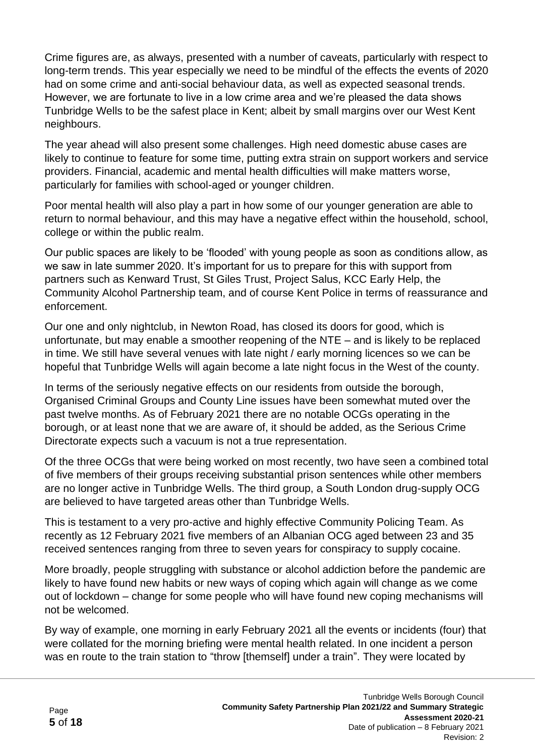Crime figures are, as always, presented with a number of caveats, particularly with respect to long-term trends. This year especially we need to be mindful of the effects the events of 2020 had on some crime and anti-social behaviour data, as well as expected seasonal trends. However, we are fortunate to live in a low crime area and we're pleased the data shows Tunbridge Wells to be the safest place in Kent; albeit by small margins over our West Kent neighbours.

The year ahead will also present some challenges. High need domestic abuse cases are likely to continue to feature for some time, putting extra strain on support workers and service providers. Financial, academic and mental health difficulties will make matters worse, particularly for families with school-aged or younger children.

Poor mental health will also play a part in how some of our younger generation are able to return to normal behaviour, and this may have a negative effect within the household, school, college or within the public realm.

Our public spaces are likely to be 'flooded' with young people as soon as conditions allow, as we saw in late summer 2020. It's important for us to prepare for this with support from partners such as Kenward Trust, St Giles Trust, Project Salus, KCC Early Help, the Community Alcohol Partnership team, and of course Kent Police in terms of reassurance and enforcement.

Our one and only nightclub, in Newton Road, has closed its doors for good, which is unfortunate, but may enable a smoother reopening of the NTE – and is likely to be replaced in time. We still have several venues with late night / early morning licences so we can be hopeful that Tunbridge Wells will again become a late night focus in the West of the county.

In terms of the seriously negative effects on our residents from outside the borough, Organised Criminal Groups and County Line issues have been somewhat muted over the past twelve months. As of February 2021 there are no notable OCGs operating in the borough, or at least none that we are aware of, it should be added, as the Serious Crime Directorate expects such a vacuum is not a true representation.

Of the three OCGs that were being worked on most recently, two have seen a combined total of five members of their groups receiving substantial prison sentences while other members are no longer active in Tunbridge Wells. The third group, a South London drug-supply OCG are believed to have targeted areas other than Tunbridge Wells.

This is testament to a very pro-active and highly effective Community Policing Team. As recently as 12 February 2021 five members of an Albanian OCG aged between 23 and 35 received sentences ranging from three to seven years for conspiracy to supply cocaine.

More broadly, people struggling with substance or alcohol addiction before the pandemic are likely to have found new habits or new ways of coping which again will change as we come out of lockdown – change for some people who will have found new coping mechanisms will not be welcomed.

By way of example, one morning in early February 2021 all the events or incidents (four) that were collated for the morning briefing were mental health related. In one incident a person was en route to the train station to "throw [themself] under a train". They were located by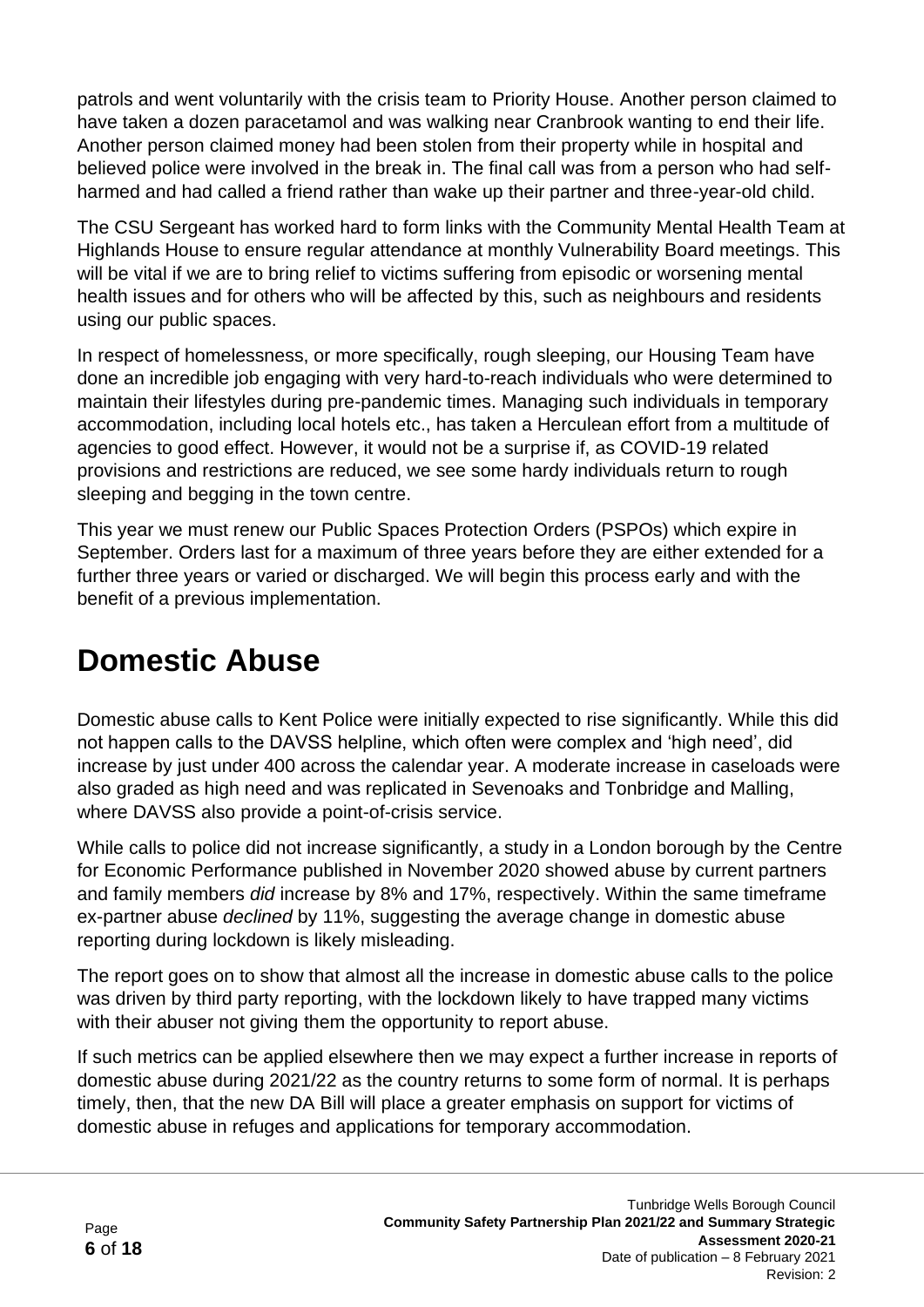patrols and went voluntarily with the crisis team to Priority House. Another person claimed to have taken a dozen paracetamol and was walking near Cranbrook wanting to end their life. Another person claimed money had been stolen from their property while in hospital and believed police were involved in the break in. The final call was from a person who had self-harmed and had called a friend rather than wake up their partner and three-year-old child.

The CSU Sergeant has worked hard to form links with the Community Mental Health Team at Highlands House to ensure regular attendance at monthly Vulnerability Board meetings. This will be vital if we are to bring relief to victims suffering from episodic or worsening mental health issues and for others who will be affected by this, such as neighbours and residents using our public spaces.

In respect of homelessness, or more specifically, rough sleeping, our Housing Team have done an incredible job engaging with very hard-to-reach individuals who were determined to maintain their lifestyles during pre-pandemic times. Managing such individuals in temporary accommodation, including local hotels etc., has taken a Herculean effort from a multitude of agencies to good effect. However, it would not be a surprise if, as COVID-19 related provisions and restrictions are reduced, we see some hardy individuals return to rough sleeping and begging in the town centre.

This year we must renew our Public Spaces Protection Orders (PSPOs) which expire in September. Orders last for a maximum of three years before they are either extended for a further three years or varied or discharged. We will begin this process early and with the benefit of a previous implementation.

# Domestic Abuse

Domestic abuse calls to Kent Police were initially expected to rise significantly. While this did not happen calls to the DAVSS helpline, which often were complex and 'high need', did increase by just under 400 across the calendar year. A moderate increase in caseloads were also graded as high need and was replicated in Sevenoaks and Tonbridge and Malling, where DAVSS also provide a point-of-crisis service.

While calls to police did not increase significantly, a study in a London borough by the Centre for Economic Performance published in November 2020 showed abuse by current partners and family members *did* increase by 8% and 17%, respectively. Within the same timeframe ex-partner abuse *declined* by 11%, suggesting the average change in domestic abuse reporting during lockdown is likely misleading.

The report goes on to show that almost all the increase in domestic abuse calls to the police was driven by third party reporting, with the lockdown likely to have trapped many victims with their abuser not giving them the opportunity to report abuse.

If such metrics can be applied elsewhere then we may expect a further increase in reports of domestic abuse during 2021/22 as the country returns to some form of normal. It is perhaps timely, then, that the new DA Bill will place a greater emphasis on support for victims of domestic abuse in refuges and applications for temporary accommodation.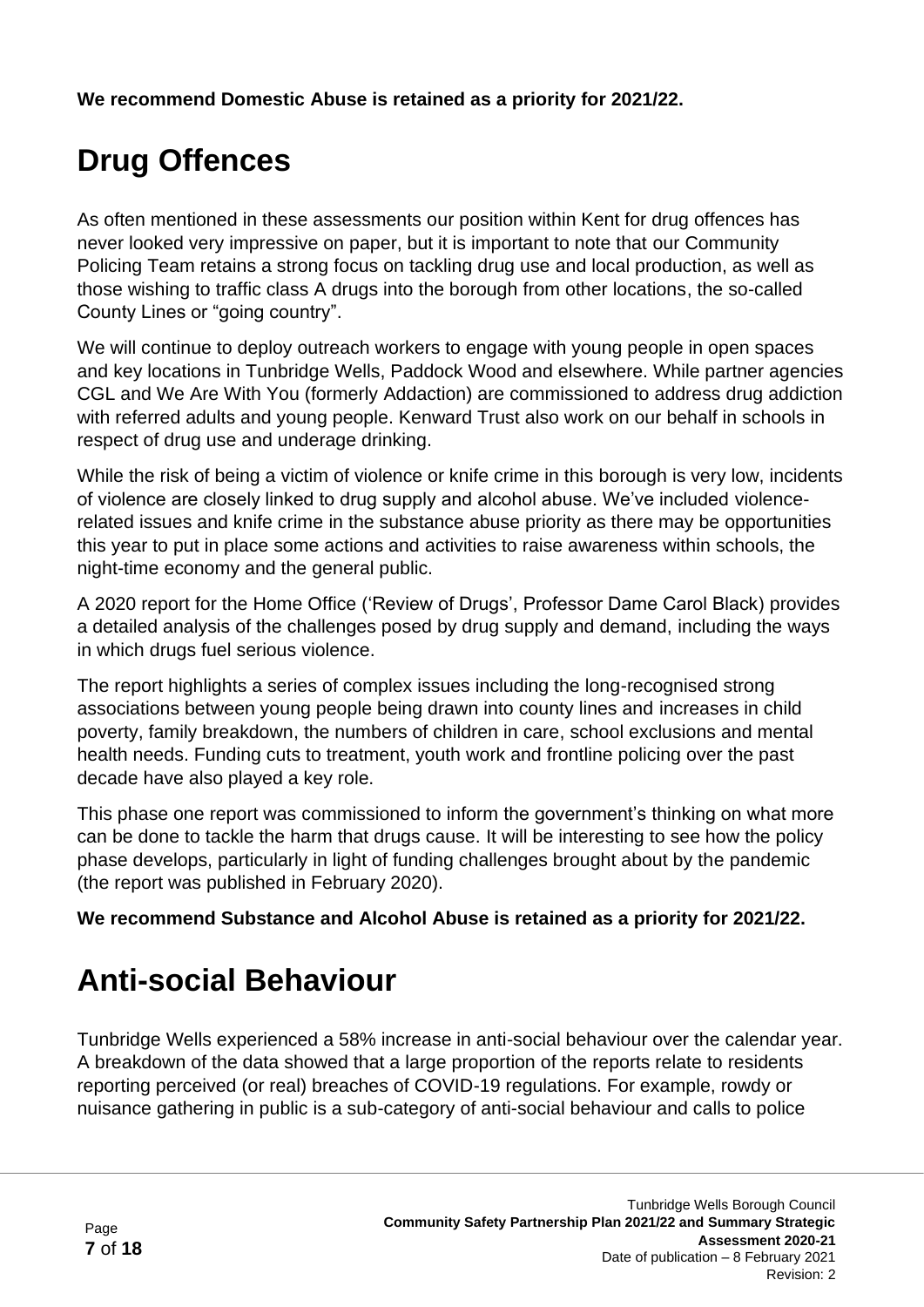**We recommend Domestic Abuse is retained as a priority for 2021/22.**

# Drug Offences

As often mentioned in these assessments our position within Kent for drug offences has never looked very impressive on paper, but it is important to note that our Community Policing Team retains a strong focus on tackling drug use and local production, as well as those wishing to traffic class A drugs into the borough from other locations, the so-called County Lines or "going country".

We will continue to deploy outreach workers to engage with young people in open spaces and key locations in Tunbridge Wells, Paddock Wood and elsewhere. While partner agencies CGL and We Are With You (formerly Addaction) are commissioned to address drug addiction with referred adults and young people. Kenward Trust also work on our behalf in schools in respect of drug use and underage drinking.

While the risk of being a victim of violence or knife crime in this borough is very low, incidents of violence are closely linked to drug supply and alcohol abuse. We've included violence-related issues and knife crime in the substance abuse priority as there may be opportunities this year to put in place some actions and activities to raise awareness within schools, the night-time economy and the general public.

A 2020 report for the Home Office ('Review of Drugs', Professor Dame Carol Black) provides a detailed analysis of the challenges posed by drug supply and demand, including the ways in which drugs fuel serious violence.

The report highlights a series of complex issues including the long-recognised strong associations between young people being drawn into county lines and increases in child poverty, family breakdown, the numbers of children in care, school exclusions and mental health needs. Funding cuts to treatment, youth work and frontline policing over the past decade have also played a key role.

This phase one report was commissioned to inform the government's thinking on what more can be done to tackle the harm that drugs cause. It will be interesting to see how the policy phase develops, particularly in light of funding challenges brought about by the pandemic (the report was published in February 2020).

**We recommend Substance and Alcohol Abuse is retained as a priority for 2021/22.**

# Anti-social Behaviour

Tunbridge Wells experienced a 58% increase in anti-social behaviour over the calendar year. A breakdown of the data showed that a large proportion of the reports relate to residents reporting perceived (or real) breaches of COVID-19 regulations. For example, rowdy or nuisance gathering in public is a sub-category of anti-social behaviour and calls to police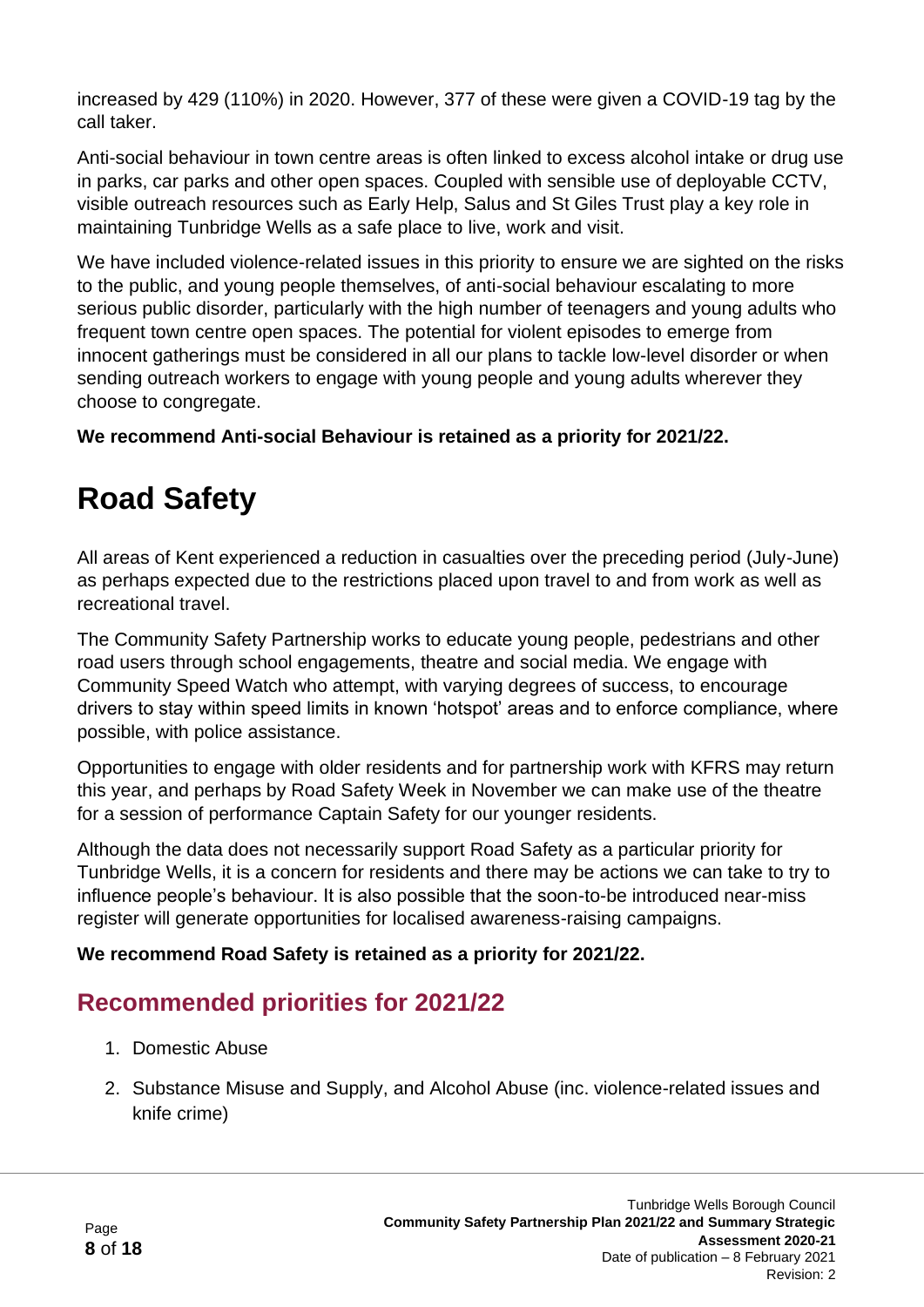increased by 429 (110%) in 2020. However, 377 of these were given a COVID-19 tag by the call taker.

Anti-social behaviour in town centre areas is often linked to excess alcohol intake or drug use in parks, car parks and other open spaces. Coupled with sensible use of deployable CCTV, visible outreach resources such as Early Help, Salus and St Giles Trust play a key role in maintaining Tunbridge Wells as a safe place to live, work and visit.

We have included violence-related issues in this priority to ensure we are sighted on the risks to the public, and young people themselves, of anti-social behaviour escalating to more serious public disorder, particularly with the high number of teenagers and young adults who frequent town centre open spaces. The potential for violent episodes to emerge from innocent gatherings must be considered in all our plans to tackle low-level disorder or when sending outreach workers to engage with young people and young adults wherever they choose to congregate.

**We recommend Anti-social Behaviour is retained as a priority for 2021/22.**

# Road Safety

All areas of Kent experienced a reduction in casualties over the preceding period (July-June) as perhaps expected due to the restrictions placed upon travel to and from work as well as recreational travel.

The Community Safety Partnership works to educate young people, pedestrians and other road users through school engagements, theatre and social media. We engage with Community Speed Watch who attempt, with varying degrees of success, to encourage drivers to stay within speed limits in known 'hotspot' areas and to enforce compliance, where possible, with police assistance.

Opportunities to engage with older residents and for partnership work with KFRS may return this year, and perhaps by Road Safety Week in November we can make use of the theatre for a session of performance Captain Safety for our younger residents.

Although the data does not necessarily support Road Safety as a particular priority for Tunbridge Wells, it is a concern for residents and there may be actions we can take to try to influence people's behaviour. It is also possible that the soon-to-be introduced near-miss register will generate opportunities for localised awareness-raising campaigns.

**We recommend Road Safety is retained as a priority for 2021/22.**

## Recommended priorities for 2021/22

1. Domestic Abuse
2. Substance Misuse and Supply, and Alcohol Abuse (inc. violence-related issues and knife crime)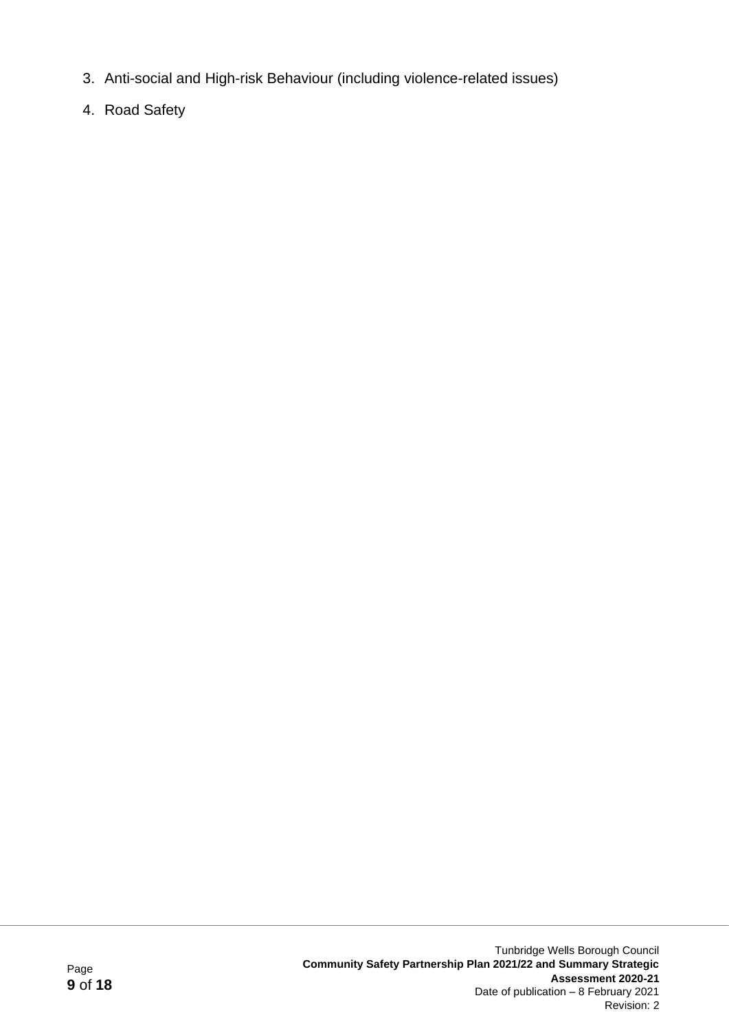3. Anti-social and High-risk Behaviour (including violence-related issues)
4. Road Safety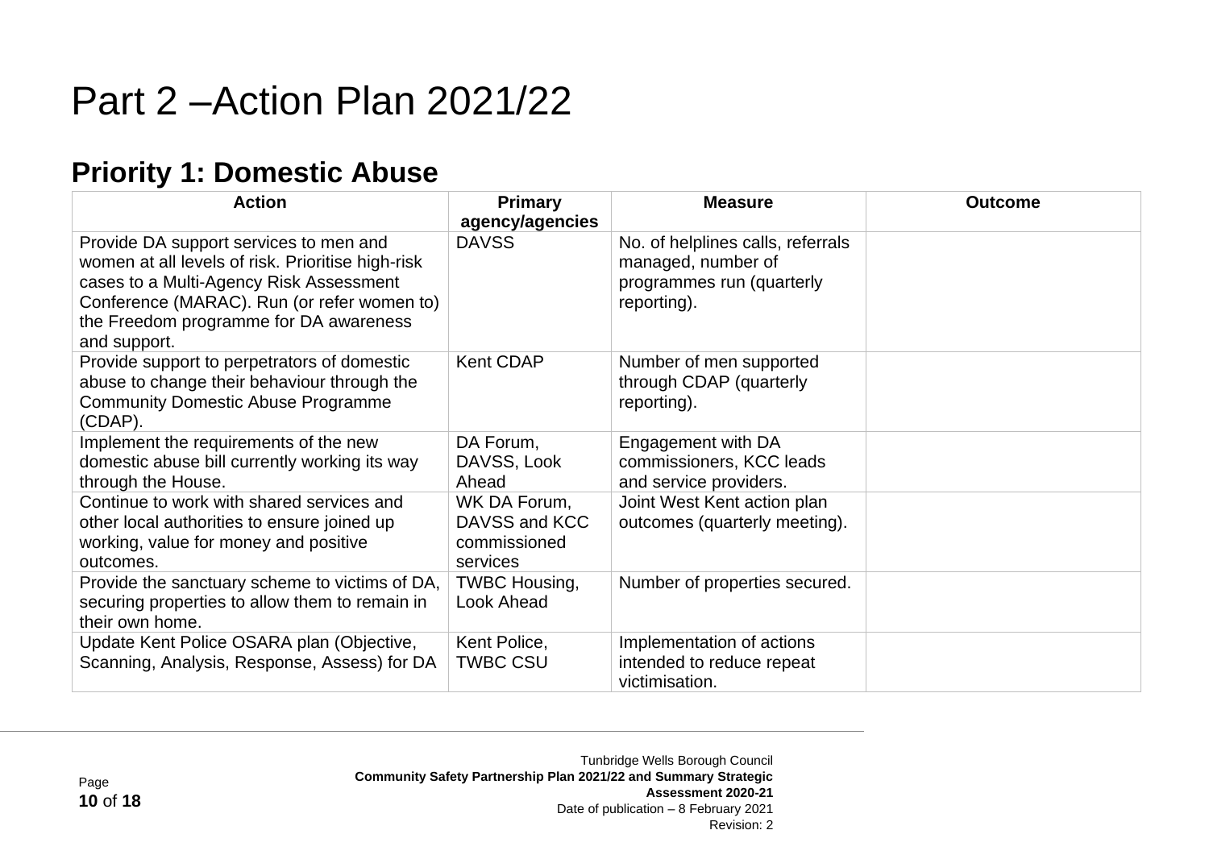# Part 2 –Action Plan 2021/22

## Priority 1: Domestic Abuse

| Action | Primary agency/agencies | Measure | Outcome |
|---|---|---|---|
| Provide DA support services to men and women at all levels of risk. Prioritise high-risk cases to a Multi-Agency Risk Assessment Conference (MARAC). Run (or refer women to) the Freedom programme for DA awareness and support. | DAVSS | No. of helplines calls, referrals managed, number of programmes run (quarterly reporting). | |
| Provide support to perpetrators of domestic abuse to change their behaviour through the Community Domestic Abuse Programme (CDAP). | Kent CDAP | Number of men supported through CDAP (quarterly reporting). | |
| Implement the requirements of the new domestic abuse bill currently working its way through the House. | DA Forum, DAVSS, Look Ahead | Engagement with DA commissioners, KCC leads and service providers. | |
| Continue to work with shared services and other local authorities to ensure joined up working, value for money and positive outcomes. | WK DA Forum, DAVSS and KCC commissioned services | Joint West Kent action plan outcomes (quarterly meeting). | |
| Provide the sanctuary scheme to victims of DA, securing properties to allow them to remain in their own home. | TWBC Housing, Look Ahead | Number of properties secured. | |
| Update Kent Police OSARA plan (Objective, Scanning, Analysis, Response, Assess) for DA | Kent Police, TWBC CSU | Implementation of actions intended to reduce repeat victimisation. | |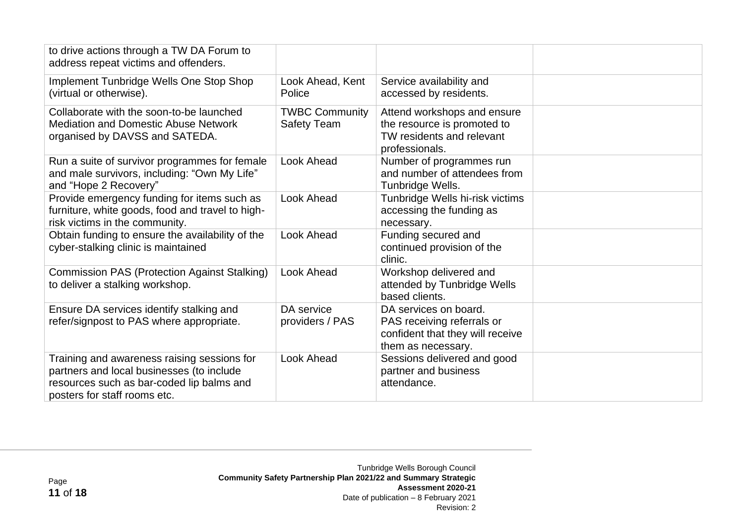| | | | |
|---|---|---|---|
| to drive actions through a TW DA Forum to address repeat victims and offenders. | | | |
| Implement Tunbridge Wells One Stop Shop (virtual or otherwise). | Look Ahead, Kent Police | Service availability and accessed by residents. | |
| Collaborate with the soon-to-be launched Mediation and Domestic Abuse Network organised by DAVSS and SATEDA. | TWBC Community Safety Team | Attend workshops and ensure the resource is promoted to TW residents and relevant professionals. | |
| Run a suite of survivor programmes for female and male survivors, including: "Own My Life" and "Hope 2 Recovery" | Look Ahead | Number of programmes run and number of attendees from Tunbridge Wells. | |
| Provide emergency funding for items such as furniture, white goods, food and travel to high-risk victims in the community. | Look Ahead | Tunbridge Wells hi-risk victims accessing the funding as necessary. | |
| Obtain funding to ensure the availability of the cyber-stalking clinic is maintained | Look Ahead | Funding secured and continued provision of the clinic. | |
| Commission PAS (Protection Against Stalking) to deliver a stalking workshop. | Look Ahead | Workshop delivered and attended by Tunbridge Wells based clients. | |
| Ensure DA services identify stalking and refer/signpost to PAS where appropriate. | DA service providers / PAS | DA services on board.<br>PAS receiving referrals or confident that they will receive them as necessary. | |
| Training and awareness raising sessions for partners and local businesses (to include resources such as bar-coded lip balms and posters for staff rooms etc. | Look Ahead | Sessions delivered and good partner and business attendance. | |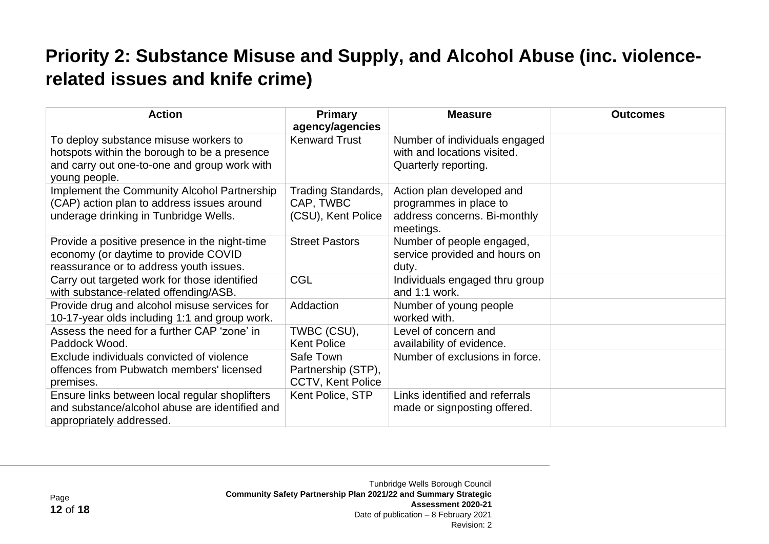# Priority 2: Substance Misuse and Supply, and Alcohol Abuse (inc. violence-related issues and knife crime)

| Action | Primary agency/agencies | Measure | Outcomes |
|---|---|---|---|
| To deploy substance misuse workers to hotspots within the borough to be a presence and carry out one-to-one and group work with young people. | Kenward Trust | Number of individuals engaged with and locations visited. Quarterly reporting. | |
| Implement the Community Alcohol Partnership (CAP) action plan to address issues around underage drinking in Tunbridge Wells. | Trading Standards, CAP, TWBC (CSU), Kent Police | Action plan developed and programmes in place to address concerns. Bi-monthly meetings. | |
| Provide a positive presence in the night-time economy (or daytime to provide COVID reassurance or to address youth issues. | Street Pastors | Number of people engaged, service provided and hours on duty. | |
| Carry out targeted work for those identified with substance-related offending/ASB. | CGL | Individuals engaged thru group and 1:1 work. | |
| Provide drug and alcohol misuse services for 10-17-year olds including 1:1 and group work. | Addaction | Number of young people worked with. | |
| Assess the need for a further CAP 'zone' in Paddock Wood. | TWBC (CSU), Kent Police | Level of concern and availability of evidence. | |
| Exclude individuals convicted of violence offences from Pubwatch members' licensed premises. | Safe Town Partnership (STP), CCTV, Kent Police | Number of exclusions in force. | |
| Ensure links between local regular shoplifters and substance/alcohol abuse are identified and appropriately addressed. | Kent Police, STP | Links identified and referrals made or signposting offered. | |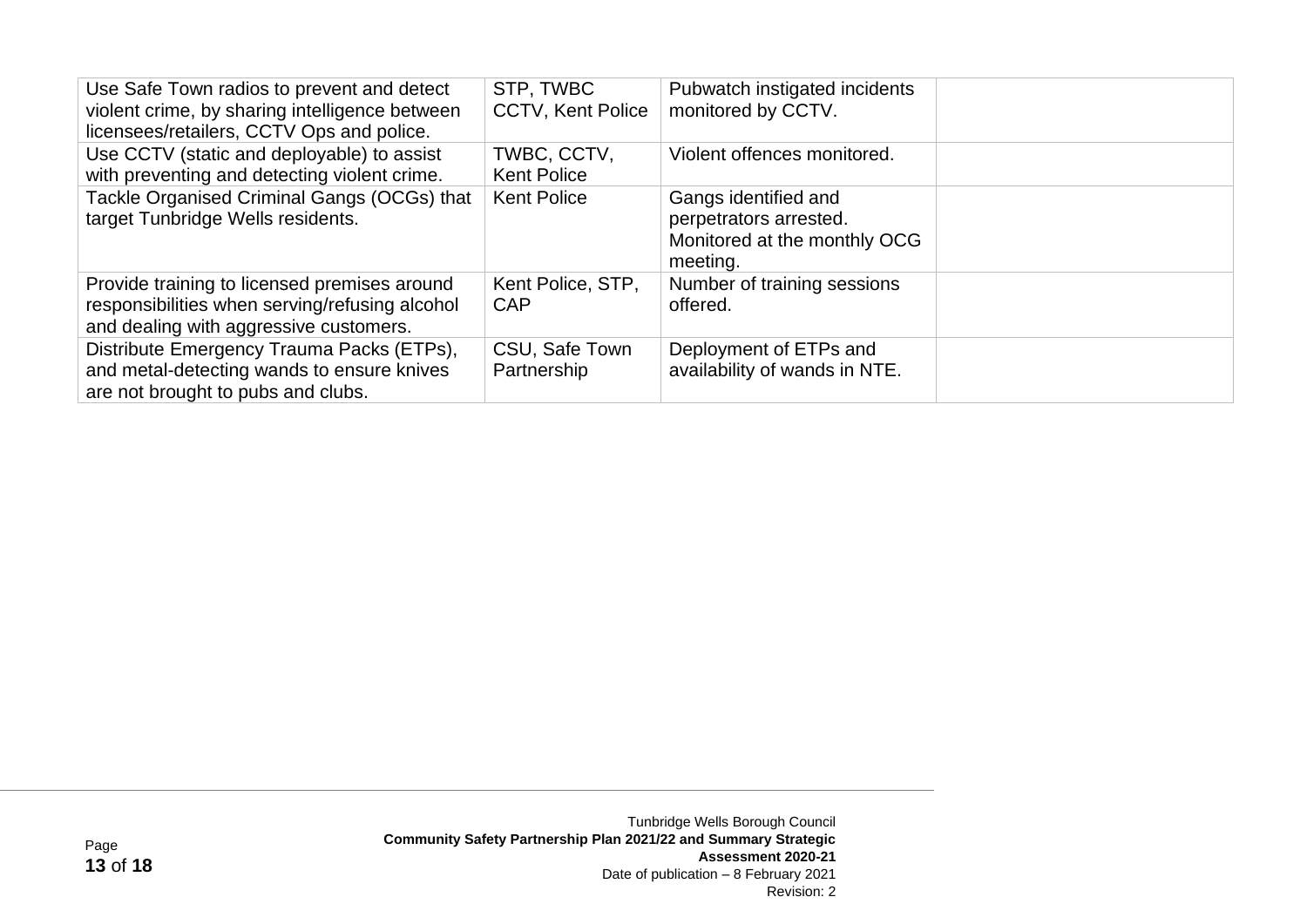| | | | |
|---|---|---|---|
| Use Safe Town radios to prevent and detect violent crime, by sharing intelligence between licensees/retailers, CCTV Ops and police. | STP, TWBC CCTV, Kent Police | Pubwatch instigated incidents monitored by CCTV. | |
| Use CCTV (static and deployable) to assist with preventing and detecting violent crime. | TWBC, CCTV, Kent Police | Violent offences monitored. | |
| Tackle Organised Criminal Gangs (OCGs) that target Tunbridge Wells residents. | Kent Police | Gangs identified and perpetrators arrested. Monitored at the monthly OCG meeting. | |
| Provide training to licensed premises around responsibilities when serving/refusing alcohol and dealing with aggressive customers. | Kent Police, STP, CAP | Number of training sessions offered. | |
| Distribute Emergency Trauma Packs (ETPs), and metal-detecting wands to ensure knives are not brought to pubs and clubs. | CSU, Safe Town Partnership | Deployment of ETPs and availability of wands in NTE. | |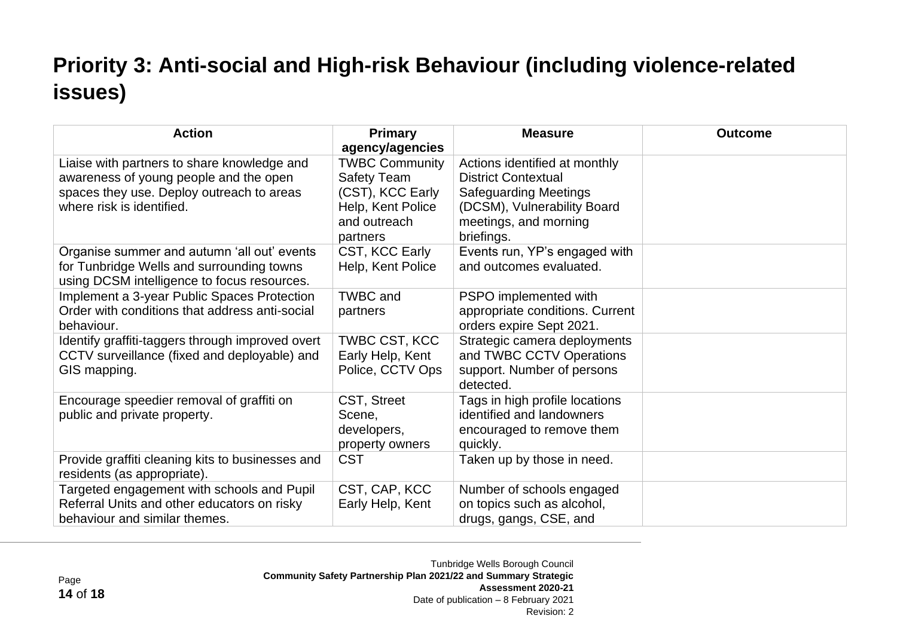# Priority 3: Anti-social and High-risk Behaviour (including violence-related issues)

| Action | Primary agency/agencies | Measure | Outcome |
|---|---|---|---|
| Liaise with partners to share knowledge and awareness of young people and the open spaces they use. Deploy outreach to areas where risk is identified. | TWBC Community Safety Team (CST), KCC Early Help, Kent Police and outreach partners | Actions identified at monthly District Contextual Safeguarding Meetings (DCSM), Vulnerability Board meetings, and morning briefings. | |
| Organise summer and autumn 'all out' events for Tunbridge Wells and surrounding towns using DCSM intelligence to focus resources. | CST, KCC Early Help, Kent Police | Events run, YP's engaged with and outcomes evaluated. | |
| Implement a 3-year Public Spaces Protection Order with conditions that address anti-social behaviour. | TWBC and partners | PSPO implemented with appropriate conditions. Current orders expire Sept 2021. | |
| Identify graffiti-taggers through improved overt CCTV surveillance (fixed and deployable) and GIS mapping. | TWBC CST, KCC Early Help, Kent Police, CCTV Ops | Strategic camera deployments and TWBC CCTV Operations support. Number of persons detected. | |
| Encourage speedier removal of graffiti on public and private property. | CST, Street Scene, developers, property owners | Tags in high profile locations identified and landowners encouraged to remove them quickly. | |
| Provide graffiti cleaning kits to businesses and residents (as appropriate). | CST | Taken up by those in need. | |
| Targeted engagement with schools and Pupil Referral Units and other educators on risky behaviour and similar themes. | CST, CAP, KCC Early Help, Kent | Number of schools engaged on topics such as alcohol, drugs, gangs, CSE, and | |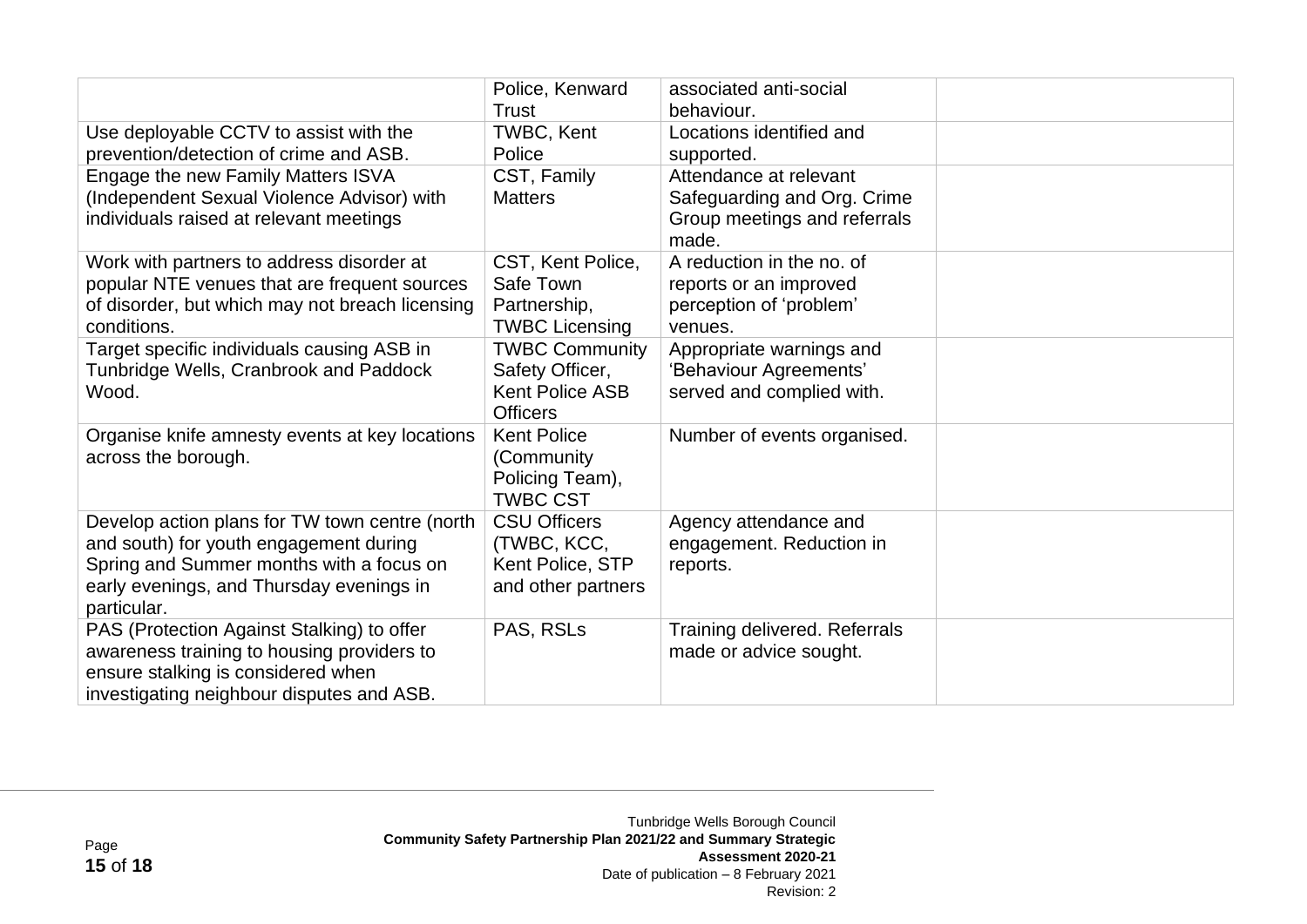| | | | |
|---|---|---|---|
| | Police, Kenward Trust | associated anti-social behaviour. | |
| Use deployable CCTV to assist with the prevention/detection of crime and ASB. | TWBC, Kent Police | Locations identified and supported. | |
| Engage the new Family Matters ISVA (Independent Sexual Violence Advisor) with individuals raised at relevant meetings | CST, Family Matters | Attendance at relevant Safeguarding and Org. Crime Group meetings and referrals made. | |
| Work with partners to address disorder at popular NTE venues that are frequent sources of disorder, but which may not breach licensing conditions. | CST, Kent Police, Safe Town Partnership, TWBC Licensing | A reduction in the no. of reports or an improved perception of 'problem' venues. | |
| Target specific individuals causing ASB in Tunbridge Wells, Cranbrook and Paddock Wood. | TWBC Community Safety Officer, Kent Police ASB Officers | Appropriate warnings and 'Behaviour Agreements' served and complied with. | |
| Organise knife amnesty events at key locations across the borough. | Kent Police (Community Policing Team), TWBC CST | Number of events organised. | |
| Develop action plans for TW town centre (north and south) for youth engagement during Spring and Summer months with a focus on early evenings, and Thursday evenings in particular. | CSU Officers (TWBC, KCC, Kent Police, STP and other partners | Agency attendance and engagement. Reduction in reports. | |
| PAS (Protection Against Stalking) to offer awareness training to housing providers to ensure stalking is considered when investigating neighbour disputes and ASB. | PAS, RSLs | Training delivered. Referrals made or advice sought. | |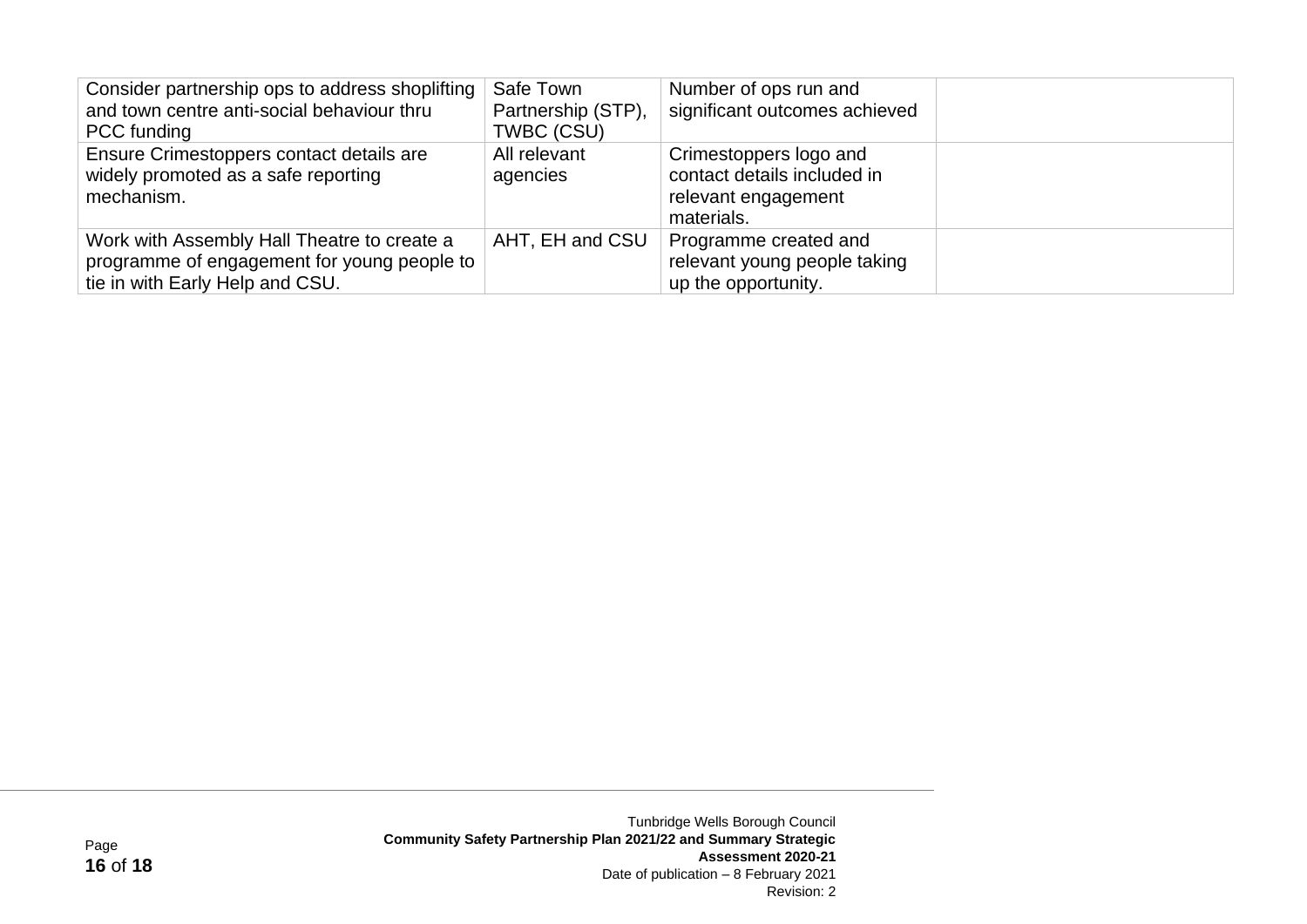| | | | |
|---|---|---|---|
| Consider partnership ops to address shoplifting and town centre anti-social behaviour thru PCC funding | Safe Town Partnership (STP), TWBC (CSU) | Number of ops run and significant outcomes achieved | |
| Ensure Crimestoppers contact details are widely promoted as a safe reporting mechanism. | All relevant agencies | Crimestoppers logo and contact details included in relevant engagement materials. | |
| Work with Assembly Hall Theatre to create a programme of engagement for young people to tie in with Early Help and CSU. | AHT, EH and CSU | Programme created and relevant young people taking up the opportunity. | |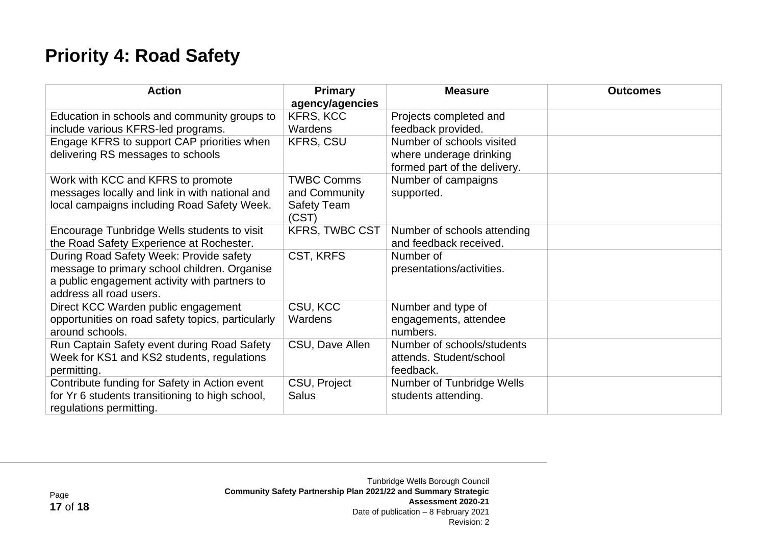# Priority 4: Road Safety

| Action | Primary agency/agencies | Measure | Outcomes |
|---|---|---|---|
| Education in schools and community groups to include various KFRS-led programs. | KFRS, KCC Wardens | Projects completed and feedback provided. | |
| Engage KFRS to support CAP priorities when delivering RS messages to schools | KFRS, CSU | Number of schools visited where underage drinking formed part of the delivery. | |
| Work with KCC and KFRS to promote messages locally and link in with national and local campaigns including Road Safety Week. | TWBC Comms and Community Safety Team (CST) | Number of campaigns supported. | |
| Encourage Tunbridge Wells students to visit the Road Safety Experience at Rochester. | KFRS, TWBC CST | Number of schools attending and feedback received. | |
| During Road Safety Week: Provide safety message to primary school children. Organise a public engagement activity with partners to address all road users. | CST, KRFS | Number of presentations/activities. | |
| Direct KCC Warden public engagement opportunities on road safety topics, particularly around schools. | CSU, KCC Wardens | Number and type of engagements, attendee numbers. | |
| Run Captain Safety event during Road Safety Week for KS1 and KS2 students, regulations permitting. | CSU, Dave Allen | Number of schools/students attends. Student/school feedback. | |
| Contribute funding for Safety in Action event for Yr 6 students transitioning to high school, regulations permitting. | CSU, Project Salus | Number of Tunbridge Wells students attending. | |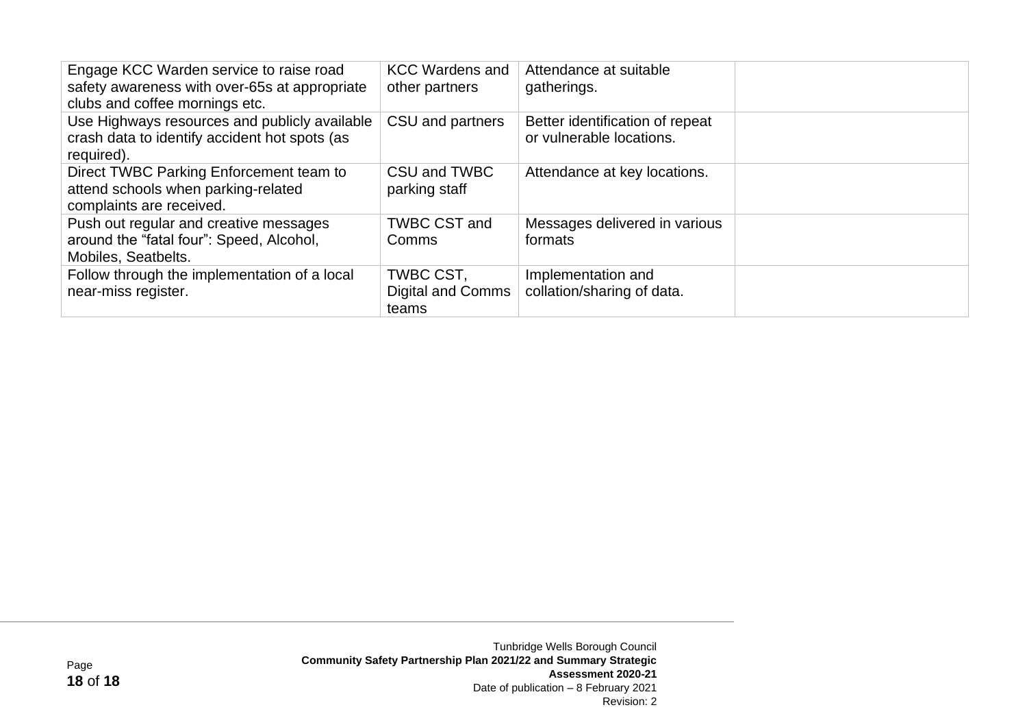| | | | |
|---|---|---|---|
| Engage KCC Warden service to raise road safety awareness with over-65s at appropriate clubs and coffee mornings etc. | KCC Wardens and other partners | Attendance at suitable gatherings. | |
| Use Highways resources and publicly available crash data to identify accident hot spots (as required). | CSU and partners | Better identification of repeat or vulnerable locations. | |
| Direct TWBC Parking Enforcement team to attend schools when parking-related complaints are received. | CSU and TWBC parking staff | Attendance at key locations. | |
| Push out regular and creative messages around the "fatal four": Speed, Alcohol, Mobiles, Seatbelts. | TWBC CST and Comms | Messages delivered in various formats | |
| Follow through the implementation of a local near-miss register. | TWBC CST, Digital and Comms teams | Implementation and collation/sharing of data. | |